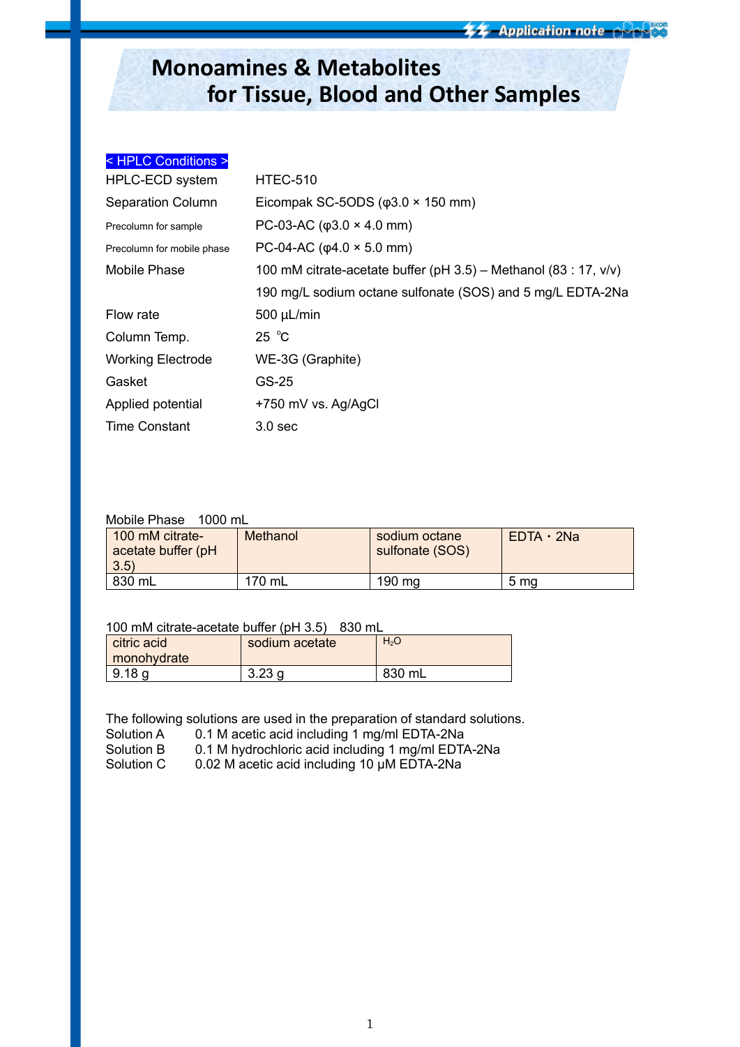# Monoamines & Metabolites for Tissue, Blood and Other Samples

**< HPLC Conditions >**

| | |
|---|---|
| HPLC-ECD system | HTEC-510 |
| Separation Column | Eicompak SC-5ODS (φ3.0 × 150 mm) |
| Precolumn for sample | PC-03-AC (φ3.0 × 4.0 mm) |
| Precolumn for mobile phase | PC-04-AC (φ4.0 × 5.0 mm) |
| Mobile Phase | 100 mM citrate-acetate buffer (pH 3.5) – Methanol (83 : 17, v/v) |
| | 190 mg/L sodium octane sulfonate (SOS) and 5 mg/L EDTA-2Na |
| Flow rate | 500 µL/min |
| Column Temp. | 25 ℃ |
| Working Electrode | WE-3G (Graphite) |
| Gasket | GS-25 |
| Applied potential | +750 mV vs. Ag/AgCl |
| Time Constant | 3.0 sec |

Mobile Phase 1000 mL

| 100 mM citrate-acetate buffer (pH 3.5) | Methanol | sodium octane sulfonate (SOS) | EDTA・2Na |
|---|---|---|---|
| 830 mL | 170 mL | 190 mg | 5 mg |

100 mM citrate-acetate buffer (pH 3.5) 830 mL

| citric acid monohydrate | sodium acetate | $H_2O$ |
|---|---|---|
| 9.18 g | 3.23 g | 830 mL |

The following solutions are used in the preparation of standard solutions.

Solution A 0.1 M acetic acid including 1 mg/ml EDTA-2Na
Solution B 0.1 M hydrochloric acid including 1 mg/ml EDTA-2Na
Solution C 0.02 M acetic acid including 10 µM EDTA-2Na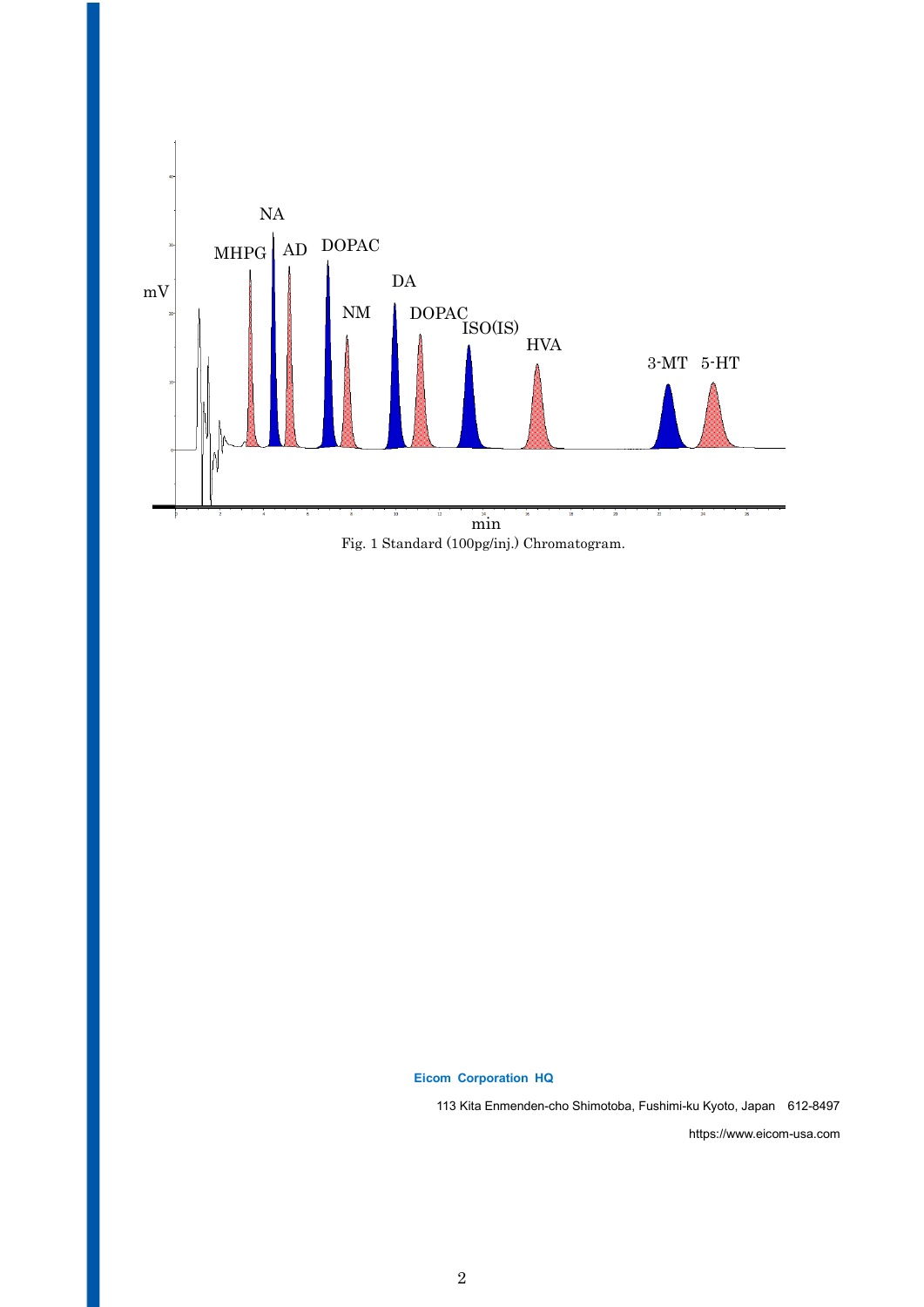mV

MHPG

NA

AD

DOPAC

NM

DA

DOPAC

ISO(IS)

HVA

3-MT

5-HT

min

Fig. 1 Standard (100pg/inj.) Chromatogram.

**Eicom Corporation HQ**

113 Kita Enmenden-cho Shimotoba, Fushimi-ku Kyoto, Japan 612-8497

https://www.eicom-usa.com